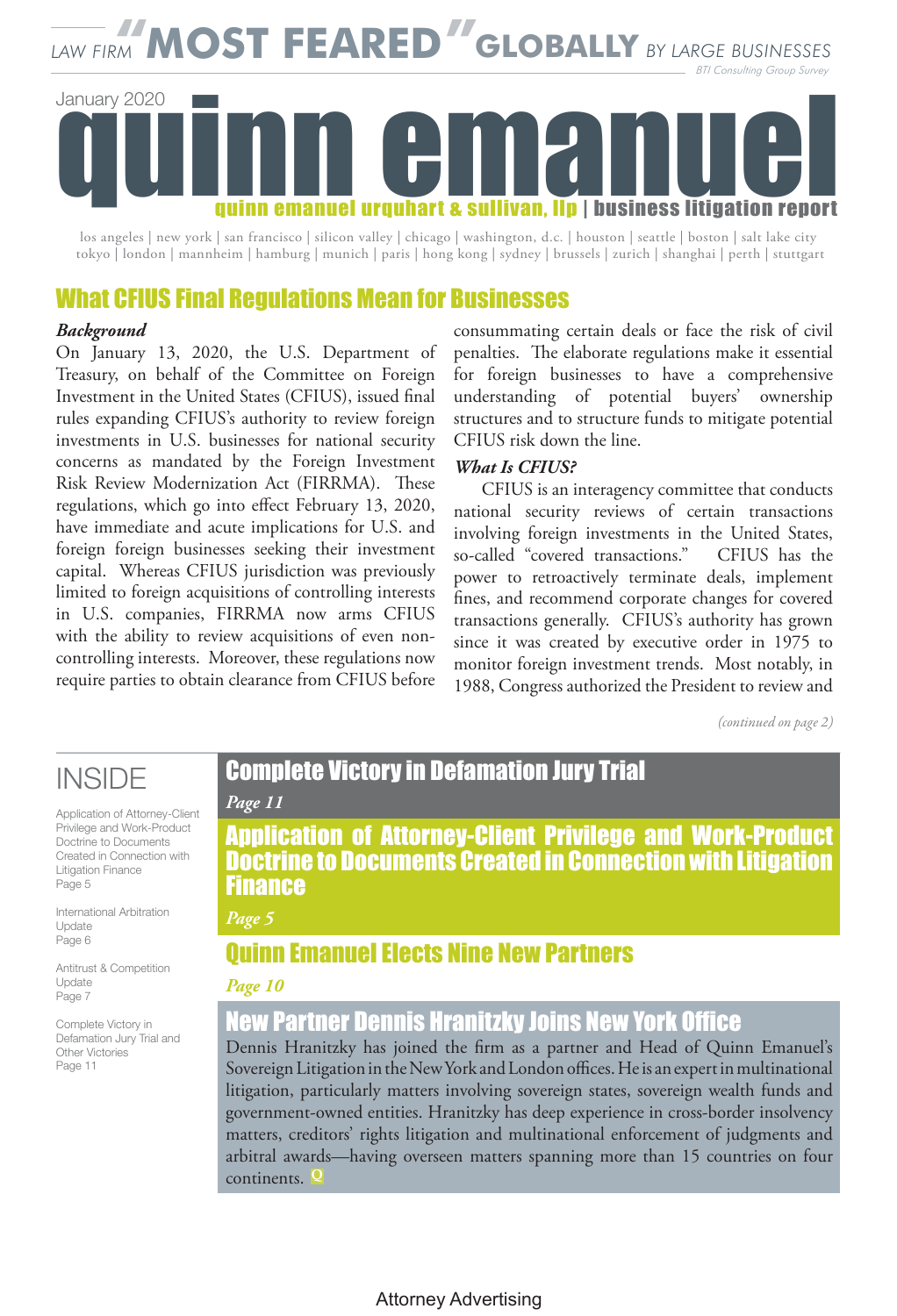LAW FIRM "MOST FEARED" GLOBALLY BY LARGE BUSINESSES

BTI Consulting Group Survey

January 2020

# quinn emanuel

quinn emanuel urquhart & sullivan, llp | business litigation report

los angeles | new york | san francisco | silicon valley | chicago | washington, d.c. | houston | seattle | boston | salt lake city
tokyo | london | mannheim | hamburg | munich | paris | hong kong | sydney | brussels | zurich | shanghai | perth | stuttgart

## What CFIUS Final Regulations Mean for Businesses

***Background***

On January 13, 2020, the U.S. Department of Treasury, on behalf of the Committee on Foreign Investment in the United States (CFIUS), issued final rules expanding CFIUS's authority to review foreign investments in U.S. businesses for national security concerns as mandated by the Foreign Investment Risk Review Modernization Act (FIRRMA). These regulations, which go into effect February 13, 2020, have immediate and acute implications for U.S. and foreign foreign businesses seeking their investment capital. Whereas CFIUS jurisdiction was previously limited to foreign acquisitions of controlling interests in U.S. companies, FIRRMA now arms CFIUS with the ability to review acquisitions of even non-controlling interests. Moreover, these regulations now require parties to obtain clearance from CFIUS before consummating certain deals or face the risk of civil penalties. The elaborate regulations make it essential for foreign businesses to have a comprehensive understanding of potential buyers' ownership structures and to structure funds to mitigate potential CFIUS risk down the line.

***What Is CFIUS?***

CFIUS is an interagency committee that conducts national security reviews of certain transactions involving foreign investments in the United States, so-called "covered transactions." CFIUS has the power to retroactively terminate deals, implement fines, and recommend corporate changes for covered transactions generally. CFIUS's authority has grown since it was created by executive order in 1975 to monitor foreign investment trends. Most notably, in 1988, Congress authorized the President to review and

*(continued on page 2)*

## INSIDE

Application of Attorney-Client Privilege and Work-Product Doctrine to Documents Created in Connection with Litigation Finance
Page 5

International Arbitration Update
Page 6

Antitrust & Competition Update
Page 7

Complete Victory in Defamation Jury Trial and Other Victories
Page 11

### Complete Victory in Defamation Jury Trial

*Page 11*

### Application of Attorney-Client Privilege and Work-Product Doctrine to Documents Created in Connection with Litigation Finance

*Page 5*

### Quinn Emanuel Elects Nine New Partners

*Page 10*

### New Partner Dennis Hranitzky Joins New York Office

Dennis Hranitzky has joined the firm as a partner and Head of Quinn Emanuel's Sovereign Litigation in the New York and London offices. He is an expert in multinational litigation, particularly matters involving sovereign states, sovereign wealth funds and government-owned entities. Hranitzky has deep experience in cross-border insolvency matters, creditors' rights litigation and multinational enforcement of judgments and arbitral awards—having overseen matters spanning more than 15 countries on four continents. Q

Attorney Advertising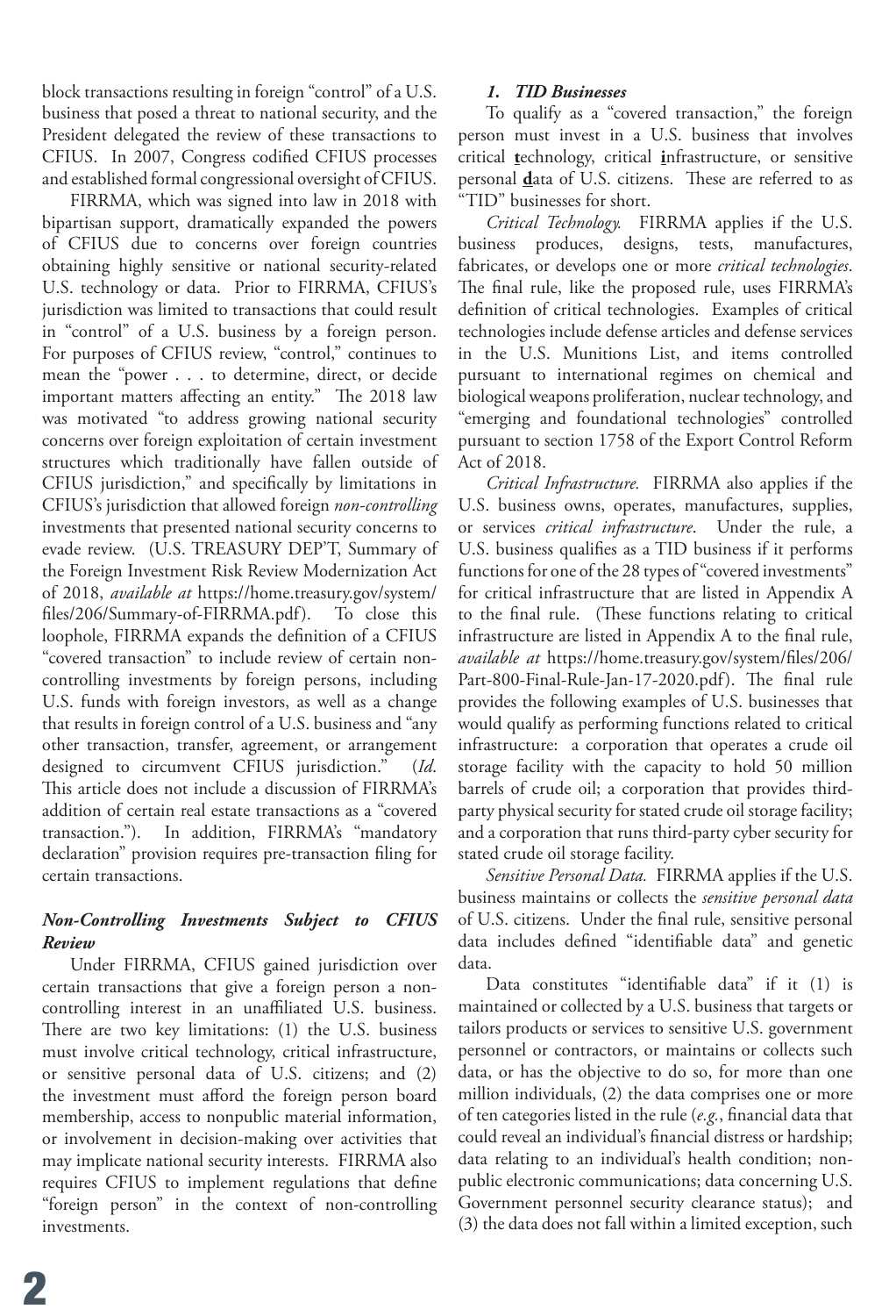block transactions resulting in foreign "control" of a U.S. business that posed a threat to national security, and the President delegated the review of these transactions to CFIUS. In 2007, Congress codified CFIUS processes and established formal congressional oversight of CFIUS.

FIRRMA, which was signed into law in 2018 with bipartisan support, dramatically expanded the powers of CFIUS due to concerns over foreign countries obtaining highly sensitive or national security-related U.S. technology or data. Prior to FIRRMA, CFIUS's jurisdiction was limited to transactions that could result in "control" of a U.S. business by a foreign person. For purposes of CFIUS review, "control," continues to mean the "power . . . to determine, direct, or decide important matters affecting an entity." The 2018 law was motivated "to address growing national security concerns over foreign exploitation of certain investment structures which traditionally have fallen outside of CFIUS jurisdiction," and specifically by limitations in CFIUS's jurisdiction that allowed foreign *non-controlling* investments that presented national security concerns to evade review. (U.S. TREASURY DEP'T, Summary of the Foreign Investment Risk Review Modernization Act of 2018, *available at* https://home.treasury.gov/system/files/206/Summary-of-FIRRMA.pdf). To close this loophole, FIRRMA expands the definition of a CFIUS "covered transaction" to include review of certain non-controlling investments by foreign persons, including U.S. funds with foreign investors, as well as a change that results in foreign control of a U.S. business and "any other transaction, transfer, agreement, or arrangement designed to circumvent CFIUS jurisdiction." (*Id*. This article does not include a discussion of FIRRMA's addition of certain real estate transactions as a "covered transaction."). In addition, FIRRMA's "mandatory declaration" provision requires pre-transaction filing for certain transactions.

### *Non-Controlling Investments Subject to CFIUS Review*

Under FIRRMA, CFIUS gained jurisdiction over certain transactions that give a foreign person a non-controlling interest in an unaffiliated U.S. business. There are two key limitations: (1) the U.S. business must involve critical technology, critical infrastructure, or sensitive personal data of U.S. citizens; and (2) the investment must afford the foreign person board membership, access to nonpublic material information, or involvement in decision-making over activities that may implicate national security interests. FIRRMA also requires CFIUS to implement regulations that define "foreign person" in the context of non-controlling investments.

#### *1. TID Businesses*

To qualify as a "covered transaction," the foreign person must invest in a U.S. business that involves critical **t**echnology, critical **i**nfrastructure, or sensitive personal **d**ata of U.S. citizens. These are referred to as "TID" businesses for short.

*Critical Technology.* FIRRMA applies if the U.S. business produces, designs, tests, manufactures, fabricates, or develops one or more *critical technologies*. The final rule, like the proposed rule, uses FIRRMA's definition of critical technologies. Examples of critical technologies include defense articles and defense services in the U.S. Munitions List, and items controlled pursuant to international regimes on chemical and biological weapons proliferation, nuclear technology, and "emerging and foundational technologies" controlled pursuant to section 1758 of the Export Control Reform Act of 2018.

*Critical Infrastructure.* FIRRMA also applies if the U.S. business owns, operates, manufactures, supplies, or services *critical infrastructure*. Under the rule, a U.S. business qualifies as a TID business if it performs functions for one of the 28 types of "covered investments" for critical infrastructure that are listed in Appendix A to the final rule. (These functions relating to critical infrastructure are listed in Appendix A to the final rule, *available at* https://home.treasury.gov/system/files/206/Part-800-Final-Rule-Jan-17-2020.pdf). The final rule provides the following examples of U.S. businesses that would qualify as performing functions related to critical infrastructure: a corporation that operates a crude oil storage facility with the capacity to hold 50 million barrels of crude oil; a corporation that provides third-party physical security for stated crude oil storage facility; and a corporation that runs third-party cyber security for stated crude oil storage facility.

*Sensitive Personal Data.* FIRRMA applies if the U.S. business maintains or collects the *sensitive personal data* of U.S. citizens. Under the final rule, sensitive personal data includes defined "identifiable data" and genetic data.

Data constitutes "identifiable data" if it (1) is maintained or collected by a U.S. business that targets or tailors products or services to sensitive U.S. government personnel or contractors, or maintains or collects such data, or has the objective to do so, for more than one million individuals, (2) the data comprises one or more of ten categories listed in the rule (*e.g.*, financial data that could reveal an individual's financial distress or hardship; data relating to an individual's health condition; non-public electronic communications; data concerning U.S. Government personnel security clearance status); and (3) the data does not fall within a limited exception, such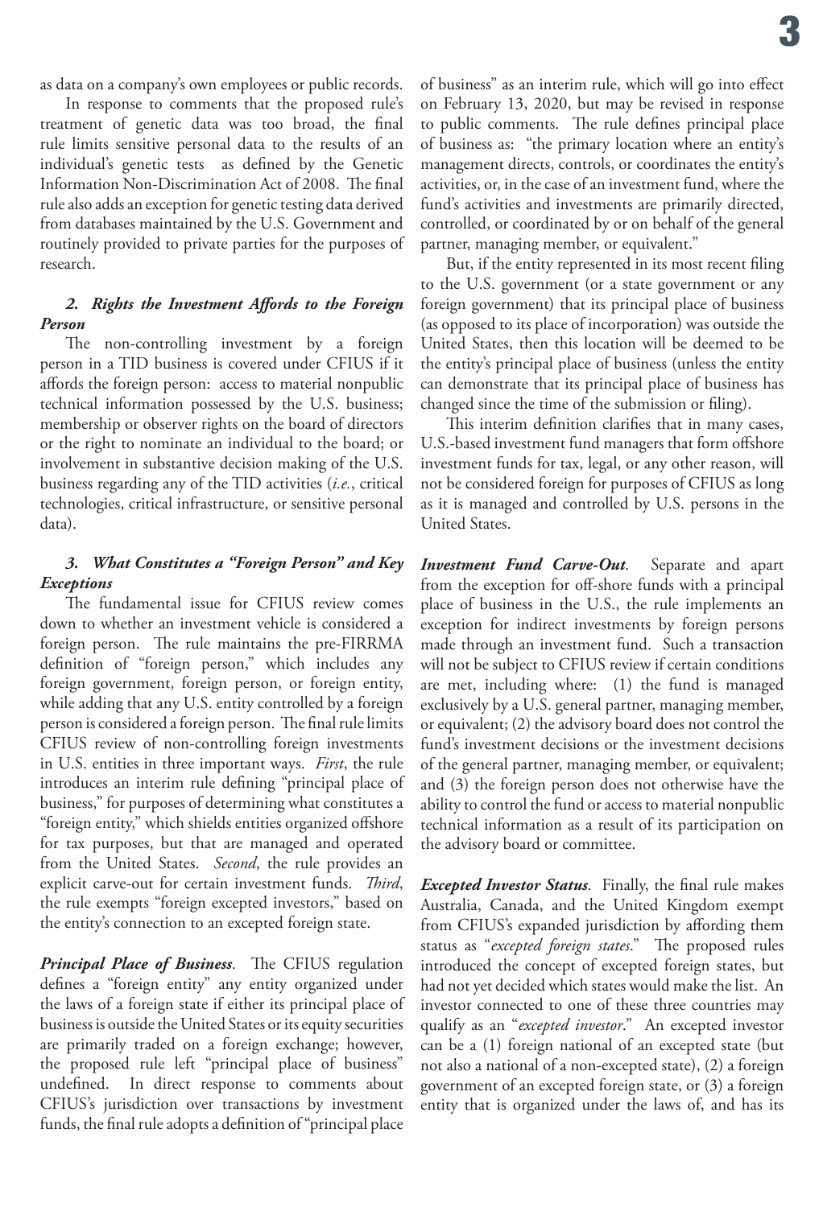as data on a company's own employees or public records.

In response to comments that the proposed rule's treatment of genetic data was too broad, the final rule limits sensitive personal data to the results of an individual's genetic tests as defined by the Genetic Information Non-Discrimination Act of 2008. The final rule also adds an exception for genetic testing data derived from databases maintained by the U.S. Government and routinely provided to private parties for the purposes of research.

### *2. Rights the Investment Affords to the Foreign Person*

The non-controlling investment by a foreign person in a TID business is covered under CFIUS if it affords the foreign person: access to material nonpublic technical information possessed by the U.S. business; membership or observer rights on the board of directors or the right to nominate an individual to the board; or involvement in substantive decision making of the U.S. business regarding any of the TID activities (*i.e.*, critical technologies, critical infrastructure, or sensitive personal data).

### *3. What Constitutes a "Foreign Person" and Key Exceptions*

The fundamental issue for CFIUS review comes down to whether an investment vehicle is considered a foreign person. The rule maintains the pre-FIRRMA definition of "foreign person," which includes any foreign government, foreign person, or foreign entity, while adding that any U.S. entity controlled by a foreign person is considered a foreign person. The final rule limits CFIUS review of non-controlling foreign investments in U.S. entities in three important ways. *First*, the rule introduces an interim rule defining "principal place of business," for purposes of determining what constitutes a "foreign entity," which shields entities organized offshore for tax purposes, but that are managed and operated from the United States. *Second*, the rule provides an explicit carve-out for certain investment funds. *Third*, the rule exempts "foreign excepted investors," based on the entity's connection to an excepted foreign state.

***Principal Place of Business***. The CFIUS regulation defines a "foreign entity" any entity organized under the laws of a foreign state if either its principal place of business is outside the United States or its equity securities are primarily traded on a foreign exchange; however, the proposed rule left "principal place of business" undefined. In direct response to comments about CFIUS's jurisdiction over transactions by investment funds, the final rule adopts a definition of "principal place of business" as an interim rule, which will go into effect on February 13, 2020, but may be revised in response to public comments. The rule defines principal place of business as: "the primary location where an entity's management directs, controls, or coordinates the entity's activities, or, in the case of an investment fund, where the fund's activities and investments are primarily directed, controlled, or coordinated by or on behalf of the general partner, managing member, or equivalent."

But, if the entity represented in its most recent filing to the U.S. government (or a state government or any foreign government) that its principal place of business (as opposed to its place of incorporation) was outside the United States, then this location will be deemed to be the entity's principal place of business (unless the entity can demonstrate that its principal place of business has changed since the time of the submission or filing).

This interim definition clarifies that in many cases, U.S.-based investment fund managers that form offshore investment funds for tax, legal, or any other reason, will not be considered foreign for purposes of CFIUS as long as it is managed and controlled by U.S. persons in the United States.

***Investment Fund Carve-Out***. Separate and apart from the exception for off-shore funds with a principal place of business in the U.S., the rule implements an exception for indirect investments by foreign persons made through an investment fund. Such a transaction will not be subject to CFIUS review if certain conditions are met, including where: (1) the fund is managed exclusively by a U.S. general partner, managing member, or equivalent; (2) the advisory board does not control the fund's investment decisions or the investment decisions of the general partner, managing member, or equivalent; and (3) the foreign person does not otherwise have the ability to control the fund or access to material nonpublic technical information as a result of its participation on the advisory board or committee.

***Excepted Investor Status***. Finally, the final rule makes Australia, Canada, and the United Kingdom exempt from CFIUS's expanded jurisdiction by affording them status as "*excepted foreign states*." The proposed rules introduced the concept of excepted foreign states, but had not yet decided which states would make the list. An investor connected to one of these three countries may qualify as an "*excepted investor*." An excepted investor can be a (1) foreign national of an excepted state (but not also a national of a non-excepted state), (2) a foreign government of an excepted foreign state, or (3) a foreign entity that is organized under the laws of, and has its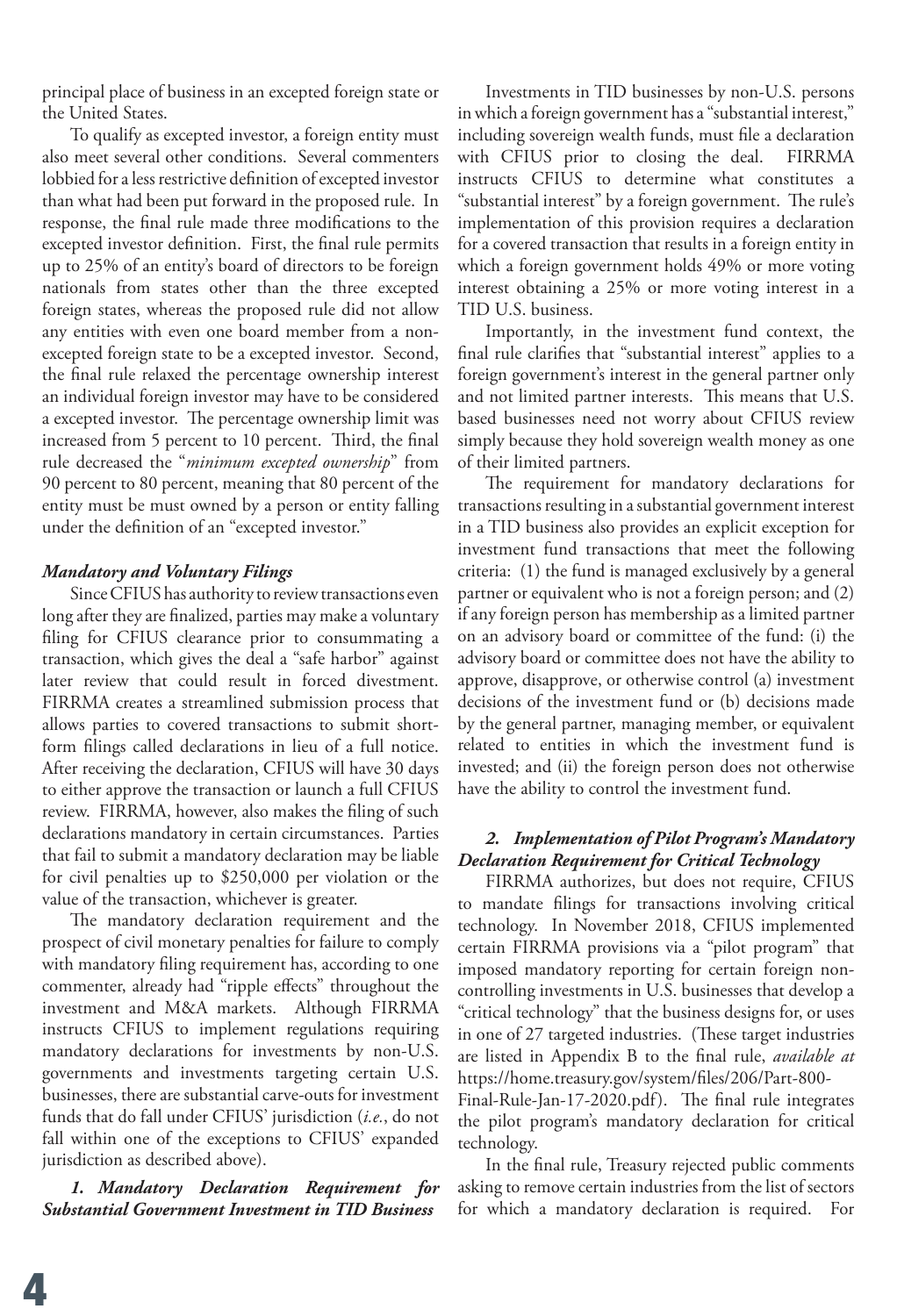principal place of business in an excepted foreign state or the United States.

To qualify as excepted investor, a foreign entity must also meet several other conditions. Several commenters lobbied for a less restrictive definition of excepted investor than what had been put forward in the proposed rule. In response, the final rule made three modifications to the excepted investor definition. First, the final rule permits up to 25% of an entity's board of directors to be foreign nationals from states other than the three excepted foreign states, whereas the proposed rule did not allow any entities with even one board member from a non-excepted foreign state to be a excepted investor. Second, the final rule relaxed the percentage ownership interest an individual foreign investor may have to be considered a excepted investor. The percentage ownership limit was increased from 5 percent to 10 percent. Third, the final rule decreased the "*minimum excepted ownership*" from 90 percent to 80 percent, meaning that 80 percent of the entity must be must owned by a person or entity falling under the definition of an "excepted investor."

#### *Mandatory and Voluntary Filings*

Since CFIUS has authority to review transactions even long after they are finalized, parties may make a voluntary filing for CFIUS clearance prior to consummating a transaction, which gives the deal a "safe harbor" against later review that could result in forced divestment. FIRRMA creates a streamlined submission process that allows parties to covered transactions to submit short-form filings called declarations in lieu of a full notice. After receiving the declaration, CFIUS will have 30 days to either approve the transaction or launch a full CFIUS review. FIRRMA, however, also makes the filing of such declarations mandatory in certain circumstances. Parties that fail to submit a mandatory declaration may be liable for civil penalties up to $250,000 per violation or the value of the transaction, whichever is greater.

The mandatory declaration requirement and the prospect of civil monetary penalties for failure to comply with mandatory filing requirement has, according to one commenter, already had "ripple effects" throughout the investment and M&A markets. Although FIRRMA instructs CFIUS to implement regulations requiring mandatory declarations for investments by non-U.S. governments and investments targeting certain U.S. businesses, there are substantial carve-outs for investment funds that do fall under CFIUS' jurisdiction (*i.e.*, do not fall within one of the exceptions to CFIUS' expanded jurisdiction as described above).

##### *1. Mandatory Declaration Requirement for Substantial Government Investment in TID Business*

Investments in TID businesses by non-U.S. persons in which a foreign government has a "substantial interest," including sovereign wealth funds, must file a declaration with CFIUS prior to closing the deal. FIRRMA instructs CFIUS to determine what constitutes a "substantial interest" by a foreign government. The rule's implementation of this provision requires a declaration for a covered transaction that results in a foreign entity in which a foreign government holds 49% or more voting interest obtaining a 25% or more voting interest in a TID U.S. business.

Importantly, in the investment fund context, the final rule clarifies that "substantial interest" applies to a foreign government's interest in the general partner only and not limited partner interests. This means that U.S. based businesses need not worry about CFIUS review simply because they hold sovereign wealth money as one of their limited partners.

The requirement for mandatory declarations for transactions resulting in a substantial government interest in a TID business also provides an explicit exception for investment fund transactions that meet the following criteria: (1) the fund is managed exclusively by a general partner or equivalent who is not a foreign person; and (2) if any foreign person has membership as a limited partner on an advisory board or committee of the fund: (i) the advisory board or committee does not have the ability to approve, disapprove, or otherwise control (a) investment decisions of the investment fund or (b) decisions made by the general partner, managing member, or equivalent related to entities in which the investment fund is invested; and (ii) the foreign person does not otherwise have the ability to control the investment fund.

##### *2. Implementation of Pilot Program's Mandatory Declaration Requirement for Critical Technology*

FIRRMA authorizes, but does not require, CFIUS to mandate filings for transactions involving critical technology. In November 2018, CFIUS implemented certain FIRRMA provisions via a "pilot program" that imposed mandatory reporting for certain foreign non-controlling investments in U.S. businesses that develop a "critical technology" that the business designs for, or uses in one of 27 targeted industries. (These target industries are listed in Appendix B to the final rule, *available at* https://home.treasury.gov/system/files/206/Part-800-Final-Rule-Jan-17-2020.pdf). The final rule integrates the pilot program's mandatory declaration for critical technology.

In the final rule, Treasury rejected public comments asking to remove certain industries from the list of sectors for which a mandatory declaration is required. For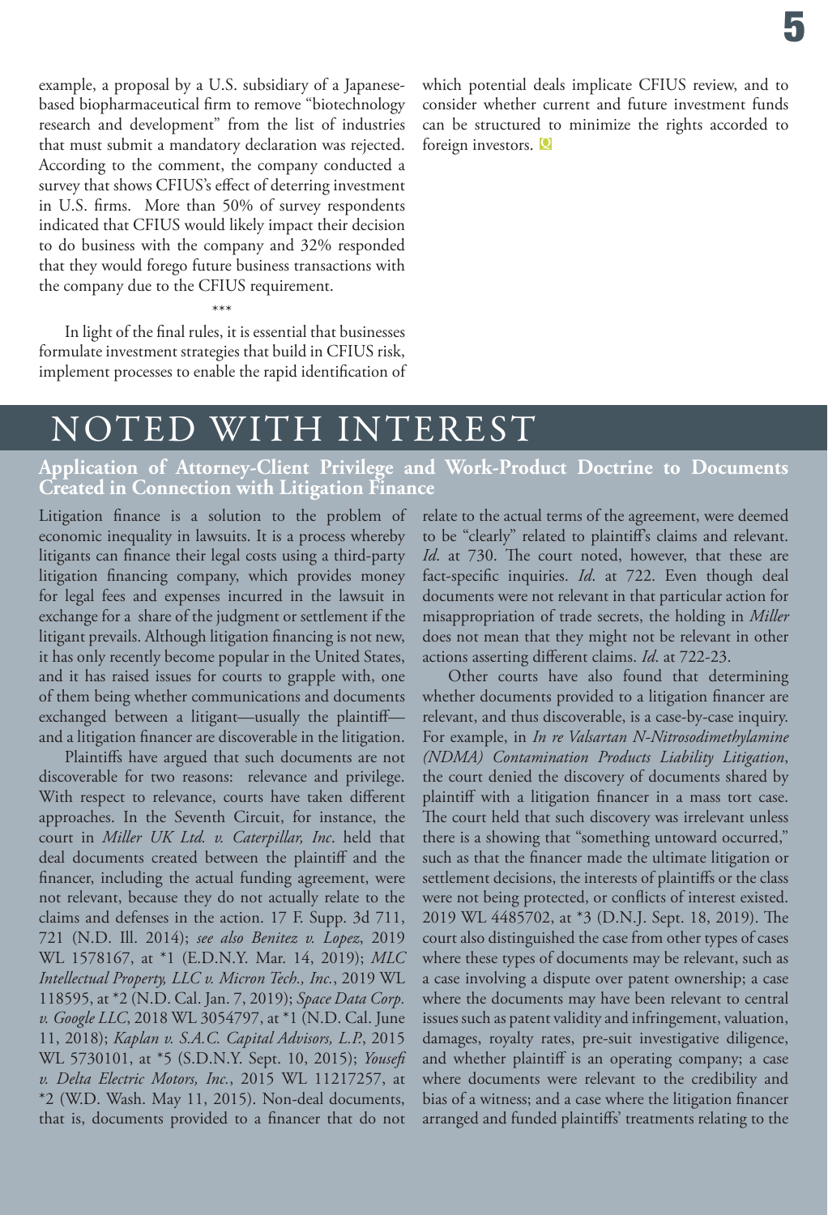example, a proposal by a U.S. subsidiary of a Japanese-based biopharmaceutical firm to remove "biotechnology research and development" from the list of industries that must submit a mandatory declaration was rejected. According to the comment, the company conducted a survey that shows CFIUS's effect of deterring investment in U.S. firms. More than 50% of survey respondents indicated that CFIUS would likely impact their decision to do business with the company and 32% responded that they would forego future business transactions with the company due to the CFIUS requirement.

\*\*\*

In light of the final rules, it is essential that businesses formulate investment strategies that build in CFIUS risk, implement processes to enable the rapid identification of which potential deals implicate CFIUS review, and to consider whether current and future investment funds can be structured to minimize the rights accorded to foreign investors.

# NOTED WITH INTEREST

## Application of Attorney-Client Privilege and Work-Product Doctrine to Documents Created in Connection with Litigation Finance

Litigation finance is a solution to the problem of economic inequality in lawsuits. It is a process whereby litigants can finance their legal costs using a third-party litigation financing company, which provides money for legal fees and expenses incurred in the lawsuit in exchange for a share of the judgment or settlement if the litigant prevails. Although litigation financing is not new, it has only recently become popular in the United States, and it has raised issues for courts to grapple with, one of them being whether communications and documents exchanged between a litigant—usually the plaintiff—and a litigation financer are discoverable in the litigation.

Plaintiffs have argued that such documents are not discoverable for two reasons: relevance and privilege. With respect to relevance, courts have taken different approaches. In the Seventh Circuit, for instance, the court in *Miller UK Ltd. v. Caterpillar, Inc*. held that deal documents created between the plaintiff and the financer, including the actual funding agreement, were not relevant, because they do not actually relate to the claims and defenses in the action. 17 F. Supp. 3d 711, 721 (N.D. Ill. 2014); *see also Benitez v. Lopez*, 2019 WL 1578167, at \*1 (E.D.N.Y. Mar. 14, 2019); *MLC Intellectual Property, LLC v. Micron Tech., Inc.*, 2019 WL 118595, at \*2 (N.D. Cal. Jan. 7, 2019); *Space Data Corp. v. Google LLC*, 2018 WL 3054797, at \*1 (N.D. Cal. June 11, 2018); *Kaplan v. S.A.C. Capital Advisors, L.P.*, 2015 WL 5730101, at \*5 (S.D.N.Y. Sept. 10, 2015); *Yousefi v. Delta Electric Motors, Inc.*, 2015 WL 11217257, at \*2 (W.D. Wash. May 11, 2015). Non-deal documents, that is, documents provided to a financer that do not relate to the actual terms of the agreement, were deemed to be "clearly" related to plaintiff's claims and relevant. *Id*. at 730. The court noted, however, that these are fact-specific inquiries. *Id*. at 722. Even though deal documents were not relevant in that particular action for misappropriation of trade secrets, the holding in *Miller* does not mean that they might not be relevant in other actions asserting different claims. *Id*. at 722-23.

Other courts have also found that determining whether documents provided to a litigation financer are relevant, and thus discoverable, is a case-by-case inquiry. For example, in *In re Valsartan N-Nitrosodimethylamine (NDMA) Contamination Products Liability Litigation*, the court denied the discovery of documents shared by plaintiff with a litigation financer in a mass tort case. The court held that such discovery was irrelevant unless there is a showing that "something untoward occurred," such as that the financer made the ultimate litigation or settlement decisions, the interests of plaintiffs or the class were not being protected, or conflicts of interest existed. 2019 WL 4485702, at \*3 (D.N.J. Sept. 18, 2019). The court also distinguished the case from other types of cases where these types of documents may be relevant, such as a case involving a dispute over patent ownership; a case where the documents may have been relevant to central issues such as patent validity and infringement, valuation, damages, royalty rates, pre-suit investigative diligence, and whether plaintiff is an operating company; a case where documents were relevant to the credibility and bias of a witness; and a case where the litigation financer arranged and funded plaintiffs' treatments relating to the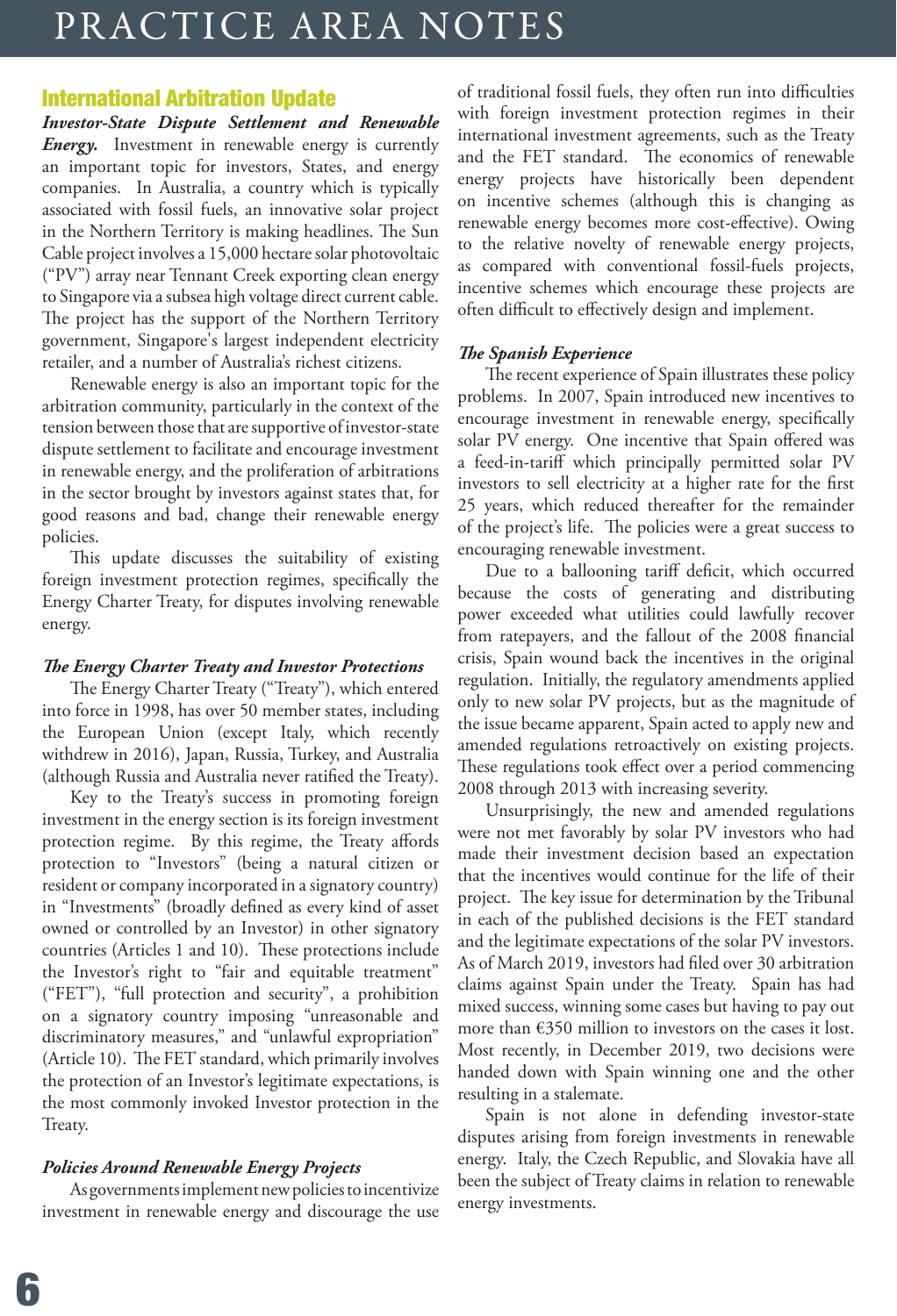## International Arbitration Update

***Investor-State Dispute Settlement and Renewable Energy.*** Investment in renewable energy is currently an important topic for investors, States, and energy companies. In Australia, a country which is typically associated with fossil fuels, an innovative solar project in the Northern Territory is making headlines. The Sun Cable project involves a 15,000 hectare solar photovoltaic ("PV") array near Tennant Creek exporting clean energy to Singapore via a subsea high voltage direct current cable. The project has the support of the Northern Territory government, Singapore's largest independent electricity retailer, and a number of Australia's richest citizens.

Renewable energy is also an important topic for the arbitration community, particularly in the context of the tension between those that are supportive of investor-state dispute settlement to facilitate and encourage investment in renewable energy, and the proliferation of arbitrations in the sector brought by investors against states that, for good reasons and bad, change their renewable energy policies.

This update discusses the suitability of existing foreign investment protection regimes, specifically the Energy Charter Treaty, for disputes involving renewable energy.

### *The Energy Charter Treaty and Investor Protections*

The Energy Charter Treaty ("Treaty"), which entered into force in 1998, has over 50 member states, including the European Union (except Italy, which recently withdrew in 2016), Japan, Russia, Turkey, and Australia (although Russia and Australia never ratified the Treaty).

Key to the Treaty's success in promoting foreign investment in the energy section is its foreign investment protection regime. By this regime, the Treaty affords protection to "Investors" (being a natural citizen or resident or company incorporated in a signatory country) in "Investments" (broadly defined as every kind of asset owned or controlled by an Investor) in other signatory countries (Articles 1 and 10). These protections include the Investor's right to "fair and equitable treatment" ("FET"), "full protection and security", a prohibition on a signatory country imposing "unreasonable and discriminatory measures," and "unlawful expropriation" (Article 10). The FET standard, which primarily involves the protection of an Investor's legitimate expectations, is the most commonly invoked Investor protection in the Treaty.

### *Policies Around Renewable Energy Projects*

As governments implement new policies to incentivize investment in renewable energy and discourage the use of traditional fossil fuels, they often run into difficulties with foreign investment protection regimes in their international investment agreements, such as the Treaty and the FET standard. The economics of renewable energy projects have historically been dependent on incentive schemes (although this is changing as renewable energy becomes more cost-effective). Owing to the relative novelty of renewable energy projects, as compared with conventional fossil-fuels projects, incentive schemes which encourage these projects are often difficult to effectively design and implement.

### *The Spanish Experience*

The recent experience of Spain illustrates these policy problems. In 2007, Spain introduced new incentives to encourage investment in renewable energy, specifically solar PV energy. One incentive that Spain offered was a feed-in-tariff which principally permitted solar PV investors to sell electricity at a higher rate for the first 25 years, which reduced thereafter for the remainder of the project's life. The policies were a great success to encouraging renewable investment.

Due to a ballooning tariff deficit, which occurred because the costs of generating and distributing power exceeded what utilities could lawfully recover from ratepayers, and the fallout of the 2008 financial crisis, Spain wound back the incentives in the original regulation. Initially, the regulatory amendments applied only to new solar PV projects, but as the magnitude of the issue became apparent, Spain acted to apply new and amended regulations retroactively on existing projects. These regulations took effect over a period commencing 2008 through 2013 with increasing severity.

Unsurprisingly, the new and amended regulations were not met favorably by solar PV investors who had made their investment decision based an expectation that the incentives would continue for the life of their project. The key issue for determination by the Tribunal in each of the published decisions is the FET standard and the legitimate expectations of the solar PV investors. As of March 2019, investors had filed over 30 arbitration claims against Spain under the Treaty. Spain has had mixed success, winning some cases but having to pay out more than €350 million to investors on the cases it lost. Most recently, in December 2019, two decisions were handed down with Spain winning one and the other resulting in a stalemate.

Spain is not alone in defending investor-state disputes arising from foreign investments in renewable energy. Italy, the Czech Republic, and Slovakia have all been the subject of Treaty claims in relation to renewable energy investments.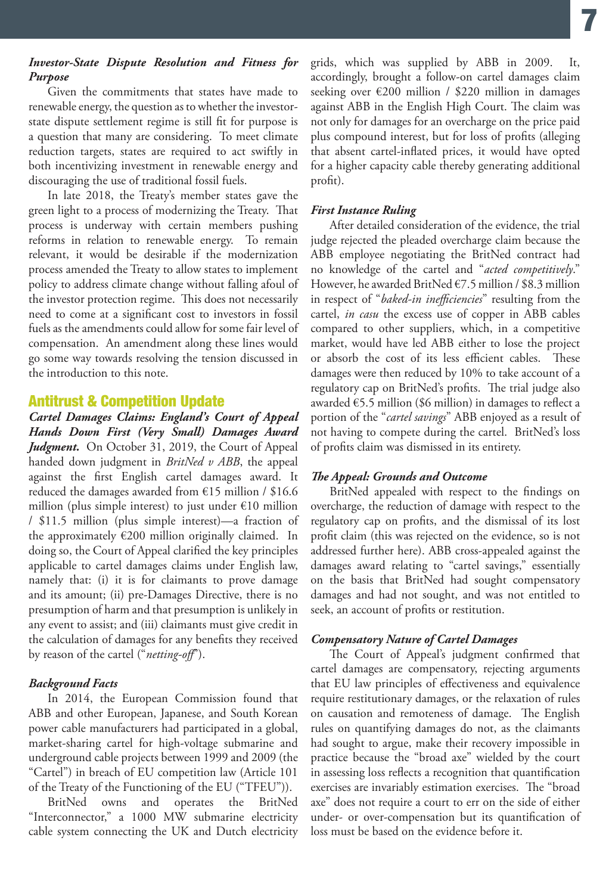### *Investor-State Dispute Resolution and Fitness for Purpose*

Given the commitments that states have made to renewable energy, the question as to whether the investor-state dispute settlement regime is still fit for purpose is a question that many are considering. To meet climate reduction targets, states are required to act swiftly in both incentivizing investment in renewable energy and discouraging the use of traditional fossil fuels.

In late 2018, the Treaty's member states gave the green light to a process of modernizing the Treaty. That process is underway with certain members pushing reforms in relation to renewable energy. To remain relevant, it would be desirable if the modernization process amended the Treaty to allow states to implement policy to address climate change without falling afoul of the investor protection regime. This does not necessarily need to come at a significant cost to investors in fossil fuels as the amendments could allow for some fair level of compensation. An amendment along these lines would go some way towards resolving the tension discussed in the introduction to this note.

## Antitrust & Competition Update

***Cartel Damages Claims: England's Court of Appeal Hands Down First (Very Small) Damages Award Judgment.*** On October 31, 2019, the Court of Appeal handed down judgment in *BritNed v ABB*, the appeal against the first English cartel damages award. It reduced the damages awarded from €15 million / $16.6 million (plus simple interest) to just under €10 million / $11.5 million (plus simple interest)—a fraction of the approximately €200 million originally claimed. In doing so, the Court of Appeal clarified the key principles applicable to cartel damages claims under English law, namely that: (i) it is for claimants to prove damage and its amount; (ii) pre-Damages Directive, there is no presumption of harm and that presumption is unlikely in any event to assist; and (iii) claimants must give credit in the calculation of damages for any benefits they received by reason of the cartel ("*netting-off*").

### *Background Facts*

In 2014, the European Commission found that ABB and other European, Japanese, and South Korean power cable manufacturers had participated in a global, market-sharing cartel for high-voltage submarine and underground cable projects between 1999 and 2009 (the "Cartel") in breach of EU competition law (Article 101 of the Treaty of the Functioning of the EU ("TFEU")).

BritNed owns and operates the BritNed "Interconnector," a 1000 MW submarine electricity cable system connecting the UK and Dutch electricity grids, which was supplied by ABB in 2009. It, accordingly, brought a follow-on cartel damages claim seeking over €200 million / $220 million in damages against ABB in the English High Court. The claim was not only for damages for an overcharge on the price paid plus compound interest, but for loss of profits (alleging that absent cartel-inflated prices, it would have opted for a higher capacity cable thereby generating additional profit).

### *First Instance Ruling*

After detailed consideration of the evidence, the trial judge rejected the pleaded overcharge claim because the ABB employee negotiating the BritNed contract had no knowledge of the cartel and "*acted competitively*." However, he awarded BritNed €7.5 million / $8.3 million in respect of "*baked-in inefficiencies*" resulting from the cartel, *in casu* the excess use of copper in ABB cables compared to other suppliers, which, in a competitive market, would have led ABB either to lose the project or absorb the cost of its less efficient cables. These damages were then reduced by 10% to take account of a regulatory cap on BritNed's profits. The trial judge also awarded €5.5 million ($6 million) in damages to reflect a portion of the "*cartel savings*" ABB enjoyed as a result of not having to compete during the cartel. BritNed's loss of profits claim was dismissed in its entirety.

### *The Appeal: Grounds and Outcome*

BritNed appealed with respect to the findings on overcharge, the reduction of damage with respect to the regulatory cap on profits, and the dismissal of its lost profit claim (this was rejected on the evidence, so is not addressed further here). ABB cross-appealed against the damages award relating to "cartel savings," essentially on the basis that BritNed had sought compensatory damages and had not sought, and was not entitled to seek, an account of profits or restitution.

### *Compensatory Nature of Cartel Damages*

The Court of Appeal's judgment confirmed that cartel damages are compensatory, rejecting arguments that EU law principles of effectiveness and equivalence require restitutionary damages, or the relaxation of rules on causation and remoteness of damage. The English rules on quantifying damages do not, as the claimants had sought to argue, make their recovery impossible in practice because the "broad axe" wielded by the court in assessing loss reflects a recognition that quantification exercises are invariably estimation exercises. The "broad axe" does not require a court to err on the side of either under- or over-compensation but its quantification of loss must be based on the evidence before it.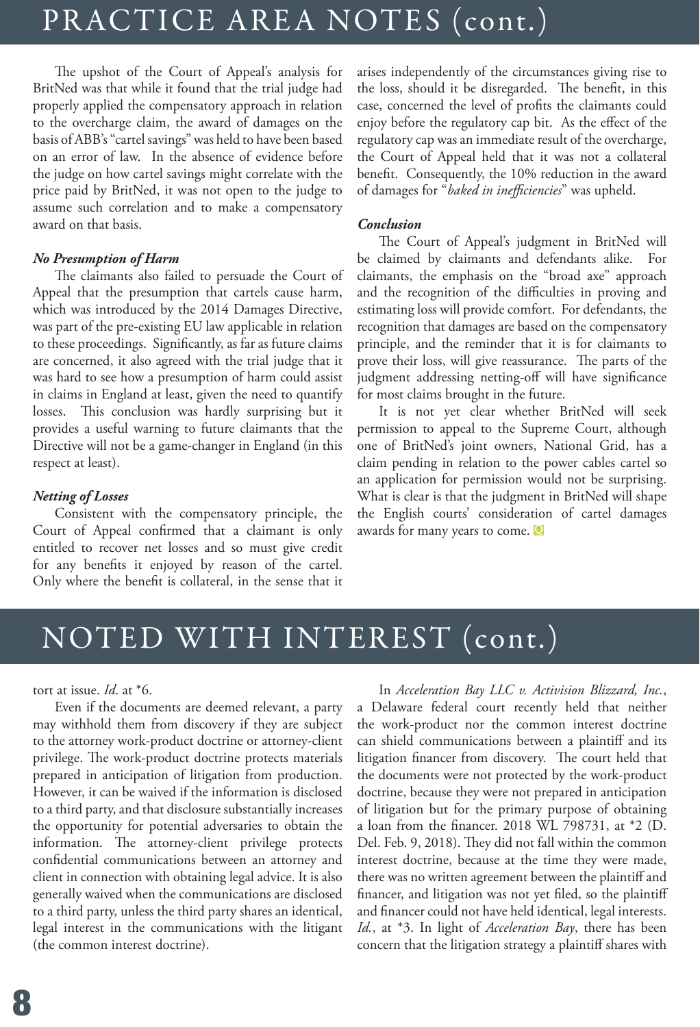# PRACTICE AREA NOTES (cont.)

The upshot of the Court of Appeal's analysis for BritNed was that while it found that the trial judge had properly applied the compensatory approach in relation to the overcharge claim, the award of damages on the basis of ABB's "cartel savings" was held to have been based on an error of law. In the absence of evidence before the judge on how cartel savings might correlate with the price paid by BritNed, it was not open to the judge to assume such correlation and to make a compensatory award on that basis.

***No Presumption of Harm***

The claimants also failed to persuade the Court of Appeal that the presumption that cartels cause harm, which was introduced by the 2014 Damages Directive, was part of the pre-existing EU law applicable in relation to these proceedings. Significantly, as far as future claims are concerned, it also agreed with the trial judge that it was hard to see how a presumption of harm could assist in claims in England at least, given the need to quantify losses. This conclusion was hardly surprising but it provides a useful warning to future claimants that the Directive will not be a game-changer in England (in this respect at least).

***Netting of Losses***

Consistent with the compensatory principle, the Court of Appeal confirmed that a claimant is only entitled to recover net losses and so must give credit for any benefits it enjoyed by reason of the cartel. Only where the benefit is collateral, in the sense that it arises independently of the circumstances giving rise to the loss, should it be disregarded. The benefit, in this case, concerned the level of profits the claimants could enjoy before the regulatory cap bit. As the effect of the regulatory cap was an immediate result of the overcharge, the Court of Appeal held that it was not a collateral benefit. Consequently, the 10% reduction in the award of damages for "*baked in inefficiencies*" was upheld.

***Conclusion***

The Court of Appeal's judgment in BritNed will be claimed by claimants and defendants alike. For claimants, the emphasis on the "broad axe" approach and the recognition of the difficulties in proving and estimating loss will provide comfort. For defendants, the recognition that damages are based on the compensatory principle, and the reminder that it is for claimants to prove their loss, will give reassurance. The parts of the judgment addressing netting-off will have significance for most claims brought in the future.

It is not yet clear whether BritNed will seek permission to appeal to the Supreme Court, although one of BritNed's joint owners, National Grid, has a claim pending in relation to the power cables cartel so an application for permission would not be surprising. What is clear is that the judgment in BritNed will shape the English courts' consideration of cartel damages awards for many years to come.

# NOTED WITH INTEREST (cont.)

tort at issue. *Id*. at *6.

Even if the documents are deemed relevant, a party may withhold them from discovery if they are subject to the attorney work-product doctrine or attorney-client privilege. The work-product doctrine protects materials prepared in anticipation of litigation from production. However, it can be waived if the information is disclosed to a third party, and that disclosure substantially increases the opportunity for potential adversaries to obtain the information. The attorney-client privilege protects confidential communications between an attorney and client in connection with obtaining legal advice. It is also generally waived when the communications are disclosed to a third party, unless the third party shares an identical, legal interest in the communications with the litigant (the common interest doctrine).

In *Acceleration Bay LLC v. Activision Blizzard, Inc.*, a Delaware federal court recently held that neither the work-product nor the common interest doctrine can shield communications between a plaintiff and its litigation financer from discovery. The court held that the documents were not protected by the work-product doctrine, because they were not prepared in anticipation of litigation but for the primary purpose of obtaining a loan from the financer. 2018 WL 798731, at *2 (D. Del. Feb. 9, 2018). They did not fall within the common interest doctrine, because at the time they were made, there was no written agreement between the plaintiff and financer, and litigation was not yet filed, so the plaintiff and financer could not have held identical, legal interests. *Id.*, at *3. In light of *Acceleration Bay*, there has been concern that the litigation strategy a plaintiff shares with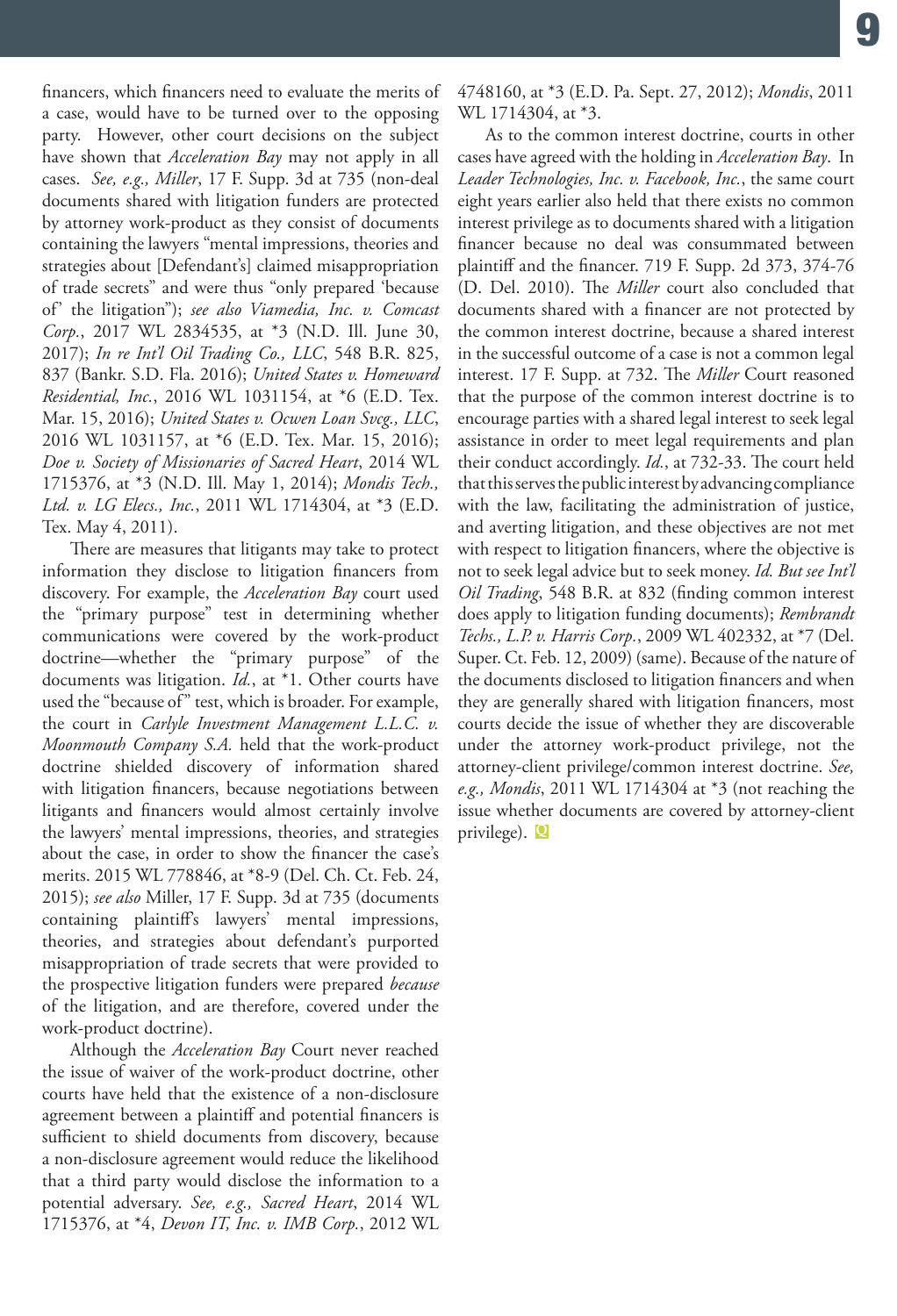financers, which financers need to evaluate the merits of a case, would have to be turned over to the opposing party. However, other court decisions on the subject have shown that *Acceleration Bay* may not apply in all cases. *See, e.g., Miller*, 17 F. Supp. 3d at 735 (non-deal documents shared with litigation funders are protected by attorney work-product as they consist of documents containing the lawyers "mental impressions, theories and strategies about [Defendant's] claimed misappropriation of trade secrets" and were thus "only prepared 'because of' the litigation"); *see also Viamedia, Inc. v. Comcast Corp.*, 2017 WL 2834535, at *3 (N.D. Ill. June 30, 2017); *In re Int'l Oil Trading Co., LLC*, 548 B.R. 825, 837 (Bankr. S.D. Fla. 2016); *United States v. Homeward Residential, Inc.*, 2016 WL 1031154, at *6 (E.D. Tex. Mar. 15, 2016); *United States v. Ocwen Loan Svcg., LLC*, 2016 WL 1031157, at *6 (E.D. Tex. Mar. 15, 2016); *Doe v. Society of Missionaries of Sacred Heart*, 2014 WL 1715376, at *3 (N.D. Ill. May 1, 2014); *Mondis Tech., Ltd. v. LG Elecs., Inc.*, 2011 WL 1714304, at *3 (E.D. Tex. May 4, 2011).

There are measures that litigants may take to protect information they disclose to litigation financers from discovery. For example, the *Acceleration Bay* court used the "primary purpose" test in determining whether communications were covered by the work-product doctrine—whether the "primary purpose" of the documents was litigation. *Id.*, at *1. Other courts have used the "because of" test, which is broader. For example, the court in *Carlyle Investment Management L.L.C. v. Moonmouth Company S.A.* held that the work-product doctrine shielded discovery of information shared with litigation financers, because negotiations between litigants and financers would almost certainly involve the lawyers' mental impressions, theories, and strategies about the case, in order to show the financer the case's merits. 2015 WL 778846, at *8-9 (Del. Ch. Ct. Feb. 24, 2015); *see also* Miller, 17 F. Supp. 3d at 735 (documents containing plaintiff's lawyers' mental impressions, theories, and strategies about defendant's purported misappropriation of trade secrets that were provided to the prospective litigation funders were prepared *because* of the litigation, and are therefore, covered under the work-product doctrine).

Although the *Acceleration Bay* Court never reached the issue of waiver of the work-product doctrine, other courts have held that the existence of a non-disclosure agreement between a plaintiff and potential financers is sufficient to shield documents from discovery, because a non-disclosure agreement would reduce the likelihood that a third party would disclose the information to a potential adversary. *See, e.g., Sacred Heart*, 2014 WL 1715376, at *4, *Devon IT, Inc. v. IMB Corp.*, 2012 WL 4748160, at *3 (E.D. Pa. Sept. 27, 2012); *Mondis*, 2011 WL 1714304, at *3.

As to the common interest doctrine, courts in other cases have agreed with the holding in *Acceleration Bay*. In *Leader Technologies, Inc. v. Facebook, Inc.*, the same court eight years earlier also held that there exists no common interest privilege as to documents shared with a litigation financer because no deal was consummated between plaintiff and the financer. 719 F. Supp. 2d 373, 374-76 (D. Del. 2010). The *Miller* court also concluded that documents shared with a financer are not protected by the common interest doctrine, because a shared interest in the successful outcome of a case is not a common legal interest. 17 F. Supp. at 732. The *Miller* Court reasoned that the purpose of the common interest doctrine is to encourage parties with a shared legal interest to seek legal assistance in order to meet legal requirements and plan their conduct accordingly. *Id.*, at 732-33. The court held that this serves the public interest by advancing compliance with the law, facilitating the administration of justice, and averting litigation, and these objectives are not met with respect to litigation financers, where the objective is not to seek legal advice but to seek money. *Id. But see Int'l Oil Trading*, 548 B.R. at 832 (finding common interest does apply to litigation funding documents); *Rembrandt Techs., L.P. v. Harris Corp.*, 2009 WL 402332, at *7 (Del. Super. Ct. Feb. 12, 2009) (same). Because of the nature of the documents disclosed to litigation financers and when they are generally shared with litigation financers, most courts decide the issue of whether they are discoverable under the attorney work-product privilege, not the attorney-client privilege/common interest doctrine. *See, e.g., Mondis*, 2011 WL 1714304 at *3 (not reaching the issue whether documents are covered by attorney-client privilege).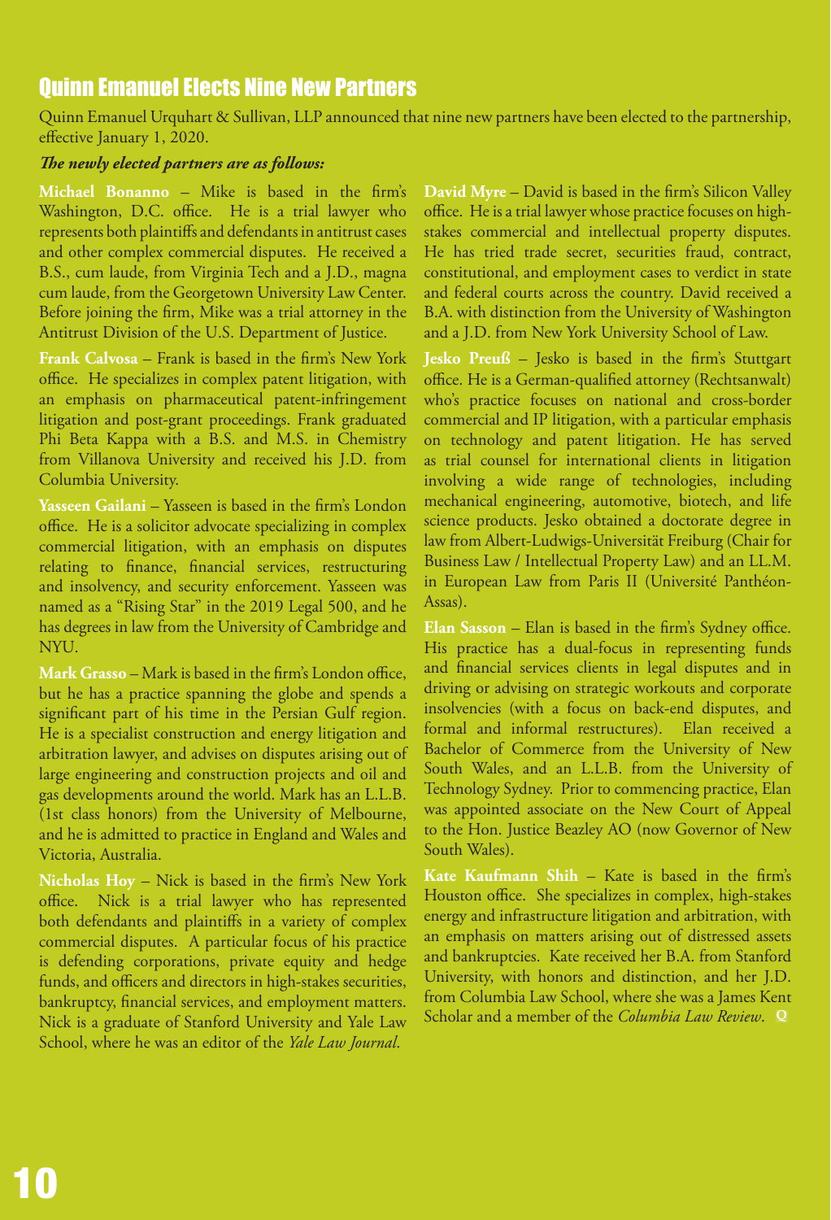# Quinn Emanuel Elects Nine New Partners

Quinn Emanuel Urquhart & Sullivan, LLP announced that nine new partners have been elected to the partnership, effective January 1, 2020.

***The newly elected partners are as follows:***

**Michael Bonanno** – Mike is based in the firm's Washington, D.C. office. He is a trial lawyer who represents both plaintiffs and defendants in antitrust cases and other complex commercial disputes. He received a B.S., cum laude, from Virginia Tech and a J.D., magna cum laude, from the Georgetown University Law Center. Before joining the firm, Mike was a trial attorney in the Antitrust Division of the U.S. Department of Justice.

**Frank Calvosa** – Frank is based in the firm's New York office. He specializes in complex patent litigation, with an emphasis on pharmaceutical patent-infringement litigation and post-grant proceedings. Frank graduated Phi Beta Kappa with a B.S. and M.S. in Chemistry from Villanova University and received his J.D. from Columbia University.

**Yasseen Gailani** – Yasseen is based in the firm's London office. He is a solicitor advocate specializing in complex commercial litigation, with an emphasis on disputes relating to finance, financial services, restructuring and insolvency, and security enforcement. Yasseen was named as a "Rising Star" in the 2019 Legal 500, and he has degrees in law from the University of Cambridge and NYU.

**Mark Grasso** – Mark is based in the firm's London office, but he has a practice spanning the globe and spends a significant part of his time in the Persian Gulf region. He is a specialist construction and energy litigation and arbitration lawyer, and advises on disputes arising out of large engineering and construction projects and oil and gas developments around the world. Mark has an L.L.B. (1st class honors) from the University of Melbourne, and he is admitted to practice in England and Wales and Victoria, Australia.

**Nicholas Hoy** – Nick is based in the firm's New York office. Nick is a trial lawyer who has represented both defendants and plaintiffs in a variety of complex commercial disputes. A particular focus of his practice is defending corporations, private equity and hedge funds, and officers and directors in high-stakes securities, bankruptcy, financial services, and employment matters. Nick is a graduate of Stanford University and Yale Law School, where he was an editor of the *Yale Law Journal*.

**David Myre** – David is based in the firm's Silicon Valley office. He is a trial lawyer whose practice focuses on high-stakes commercial and intellectual property disputes. He has tried trade secret, securities fraud, contract, constitutional, and employment cases to verdict in state and federal courts across the country. David received a B.A. with distinction from the University of Washington and a J.D. from New York University School of Law.

**Jesko Preuß** – Jesko is based in the firm's Stuttgart office. He is a German-qualified attorney (Rechtsanwalt) who's practice focuses on national and cross-border commercial and IP litigation, with a particular emphasis on technology and patent litigation. He has served as trial counsel for international clients in litigation involving a wide range of technologies, including mechanical engineering, automotive, biotech, and life science products. Jesko obtained a doctorate degree in law from Albert-Ludwigs-Universität Freiburg (Chair for Business Law / Intellectual Property Law) and an LL.M. in European Law from Paris II (Université Panthéon-Assas).

**Elan Sasson** – Elan is based in the firm's Sydney office. His practice has a dual-focus in representing funds and financial services clients in legal disputes and in driving or advising on strategic workouts and corporate insolvencies (with a focus on back-end disputes, and formal and informal restructures). Elan received a Bachelor of Commerce from the University of New South Wales, and an L.L.B. from the University of Technology Sydney. Prior to commencing practice, Elan was appointed associate on the New Court of Appeal to the Hon. Justice Beazley AO (now Governor of New South Wales).

**Kate Kaufmann Shih** – Kate is based in the firm's Houston office. She specializes in complex, high-stakes energy and infrastructure litigation and arbitration, with an emphasis on matters arising out of distressed assets and bankruptcies. Kate received her B.A. from Stanford University, with honors and distinction, and her J.D. from Columbia Law School, where she was a James Kent Scholar and a member of the *Columbia Law Review*.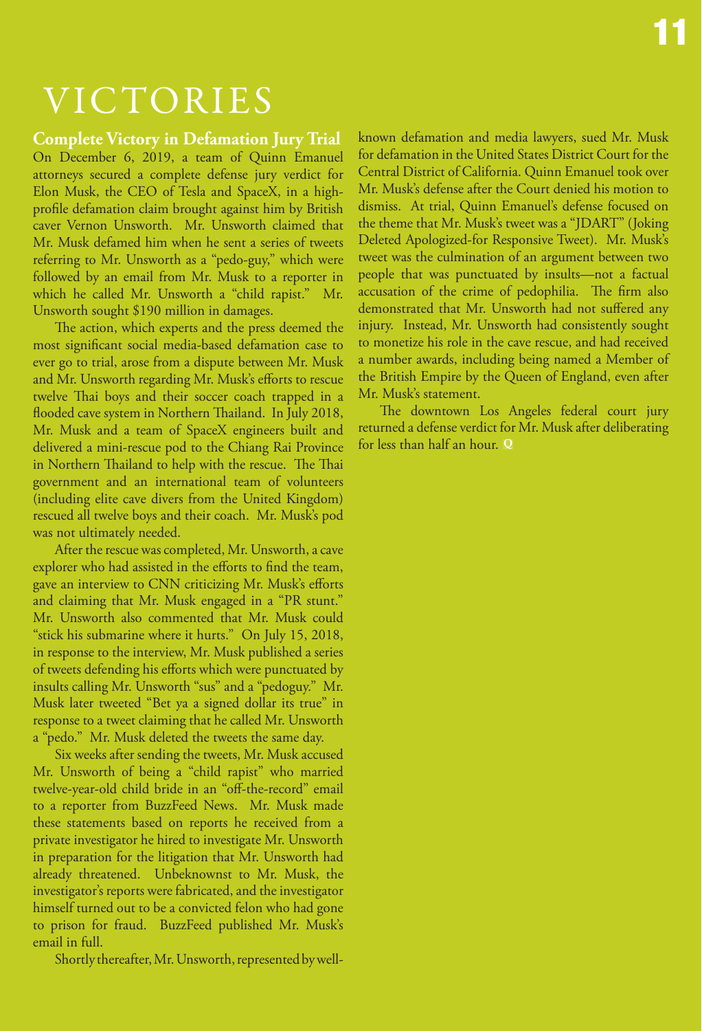# VICTORIES

## Complete Victory in Defamation Jury Trial

On December 6, 2019, a team of Quinn Emanuel attorneys secured a complete defense jury verdict for Elon Musk, the CEO of Tesla and SpaceX, in a high-profile defamation claim brought against him by British caver Vernon Unsworth. Mr. Unsworth claimed that Mr. Musk defamed him when he sent a series of tweets referring to Mr. Unsworth as a "pedo-guy," which were followed by an email from Mr. Musk to a reporter in which he called Mr. Unsworth a "child rapist." Mr. Unsworth sought $190 million in damages.

The action, which experts and the press deemed the most significant social media-based defamation case to ever go to trial, arose from a dispute between Mr. Musk and Mr. Unsworth regarding Mr. Musk's efforts to rescue twelve Thai boys and their soccer coach trapped in a flooded cave system in Northern Thailand. In July 2018, Mr. Musk and a team of SpaceX engineers built and delivered a mini-rescue pod to the Chiang Rai Province in Northern Thailand to help with the rescue. The Thai government and an international team of volunteers (including elite cave divers from the United Kingdom) rescued all twelve boys and their coach. Mr. Musk's pod was not ultimately needed.

After the rescue was completed, Mr. Unsworth, a cave explorer who had assisted in the efforts to find the team, gave an interview to CNN criticizing Mr. Musk's efforts and claiming that Mr. Musk engaged in a "PR stunt." Mr. Unsworth also commented that Mr. Musk could "stick his submarine where it hurts." On July 15, 2018, in response to the interview, Mr. Musk published a series of tweets defending his efforts which were punctuated by insults calling Mr. Unsworth "sus" and a "pedoguy." Mr. Musk later tweeted "Bet ya a signed dollar its true" in response to a tweet claiming that he called Mr. Unsworth a "pedo." Mr. Musk deleted the tweets the same day.

Six weeks after sending the tweets, Mr. Musk accused Mr. Unsworth of being a "child rapist" who married twelve-year-old child bride in an "off-the-record" email to a reporter from BuzzFeed News. Mr. Musk made these statements based on reports he received from a private investigator he hired to investigate Mr. Unsworth in preparation for the litigation that Mr. Unsworth had already threatened. Unbeknownst to Mr. Musk, the investigator's reports were fabricated, and the investigator himself turned out to be a convicted felon who had gone to prison for fraud. BuzzFeed published Mr. Musk's email in full.

Shortly thereafter, Mr. Unsworth, represented by well-known defamation and media lawyers, sued Mr. Musk for defamation in the United States District Court for the Central District of California. Quinn Emanuel took over Mr. Musk's defense after the Court denied his motion to dismiss. At trial, Quinn Emanuel's defense focused on the theme that Mr. Musk's tweet was a "JDART" (Joking Deleted Apologized-for Responsive Tweet). Mr. Musk's tweet was the culmination of an argument between two people that was punctuated by insults—not a factual accusation of the crime of pedophilia. The firm also demonstrated that Mr. Unsworth had not suffered any injury. Instead, Mr. Unsworth had consistently sought to monetize his role in the cave rescue, and had received a number awards, including being named a Member of the British Empire by the Queen of England, even after Mr. Musk's statement.

The downtown Los Angeles federal court jury returned a defense verdict for Mr. Musk after deliberating for less than half an hour. Q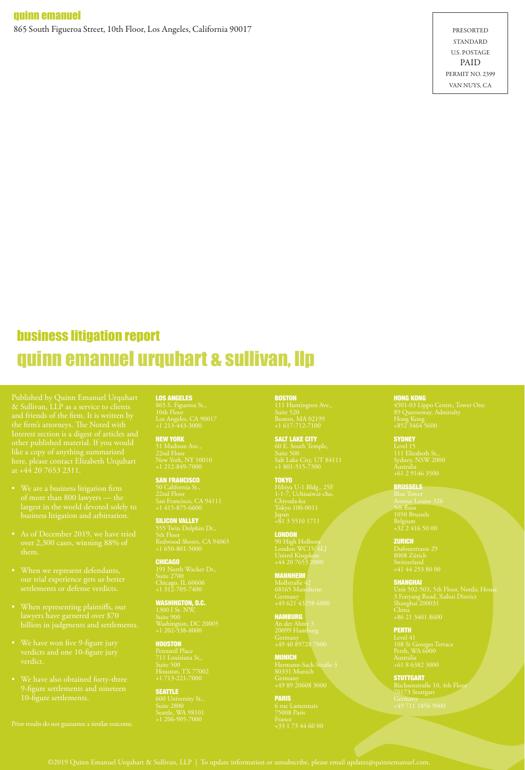quinn emanuel

865 South Figueroa Street, 10th Floor, Los Angeles, California 90017

PRESORTED
STANDARD
U.S. POSTAGE
PAID
PERMIT NO. 2399
VAN NUYS, CA

## business litigation report

# quinn emanuel urquhart & sullivan, llp

Published by Quinn Emanuel Urquhart & Sullivan, LLP as a service to clients and friends of the firm. It is written by the firm's attorneys. The Noted with Interest section is a digest of articles and other published material. If you would like a copy of anything summarized here, please contact Elizabeth Urquhart at +44 20 7653 2311.

- We are a business litigation firm of more than 800 lawyers — the largest in the world devoted solely to business litigation and arbitration.
- As of December 2019, we have tried over 2,300 cases, winning 88% of them.
- When we represent defendants, our trial experience gets us better settlements or defense verdicts.
- When representing plaintiffs, our lawyers have garnered over $70 billion in judgments and settlements.
- We have won five 9-figure jury verdicts and one 10-figure jury verdict.
- We have also obtained forty-three 9-figure settlements and nineteen 10-figure settlements.

Prior results do not guarantee a similar outcome.

**LOS ANGELES**
865 S. Figueroa St.,
10th Floor
Los Angeles, CA 90017
+1 213-443-3000

**NEW YORK**
51 Madison Ave.,
22nd Floor
New York, NY 10010
+1 212-849-7000

**SAN FRANCISCO**
50 California St.,
22nd Floor
San Francisco, CA 94111
+1 415-875-6600

**SILICON VALLEY**
555 Twin Dolphin Dr.,
5th Floor
Redwood Shores, CA 94065
+1 650-801-5000

**CHICAGO**
191 North Wacker Dr.,
Suite 2700
Chicago, IL 60606
+1 312-705-7400

**WASHINGTON, D.C.**
1300 I St. NW,
Suite 900
Washington, DC 20005
+1 202-538-8000

**HOUSTON**
Pennzoil Place
711 Louisiana St.,
Suite 500
Houston, TX 77002
+1 713-221-7000

**SEATTLE**
600 University St.,
Suite 2800
Seattle, WA 98101
+1 206-905-7000

**BOSTON**
111 Huntington Ave.,
Suite 520
Boston, MA 02199
+1 617-712-7100

**SALT LAKE CITY**
60 E. South Temple,
Suite 500
Salt Lake City, UT 84111
+1 801-515-7300

**TOKYO**
Hibiya U-1 Bldg., 25F
1-1-7, Uchisaiwai-cho,
Chiyoda-ku
Tokyo 100-0011
Japan
+81 3 5510 1711

**LONDON**
90 High Holborn
London WC1V 6LJ
United Kingdom
+44 20 7653 2000

**MANNHEIM**
Mollstraße 42
68165 Mannheim
Germany
+49 621 43298 6000

**HAMBURG**
An der Alster 3
20099 Hamburg
Germany
+49 40 89728 7000

**MUNICH**
Hermann-Sack-Straße 3
80331 Munich
Germany
+49 89 20608 3000

**PARIS**
6 rue Lamennais
75008 Paris
France
+33 1 73 44 60 00

**HONG KONG**
4501-03 Lippo Centre, Tower One
89 Queensway, Admiralty
Hong Kong
+852 3464 5600

**SYDNEY**
Level 15
111 Elizabeth St.,
Sydney, NSW 2000
Australia
+61 2 9146 3500

**BRUSSELS**
Blue Tower
Avenue Louise 326
5th floor
1050 Brussels
Belgium
+32 2 416 50 00

**ZURICH**
Dufourstrasse 29
8008 Zürich
Switzerland
+41 44 253 80 00

**SHANGHAI**
Unit 502-503, 5th Floor, Nordic House
3 Fenyang Road, Xuhui District
Shanghai 200031
China
+86 21 3401 8600

**PERTH**
Level 41
108 St Georges Terrace
Perth, WA 6000
Australia
+61 8 6382 3000

**STUTTGART**
Büchsenstraße 10, 4th Floor
70173 Stuttgart
Germany
+49 711 1856 9000

©2019 Quinn Emanuel Urquhart & Sullivan, LLP | To update information or unsubscribe, please email updates@quinnemanuel.com.